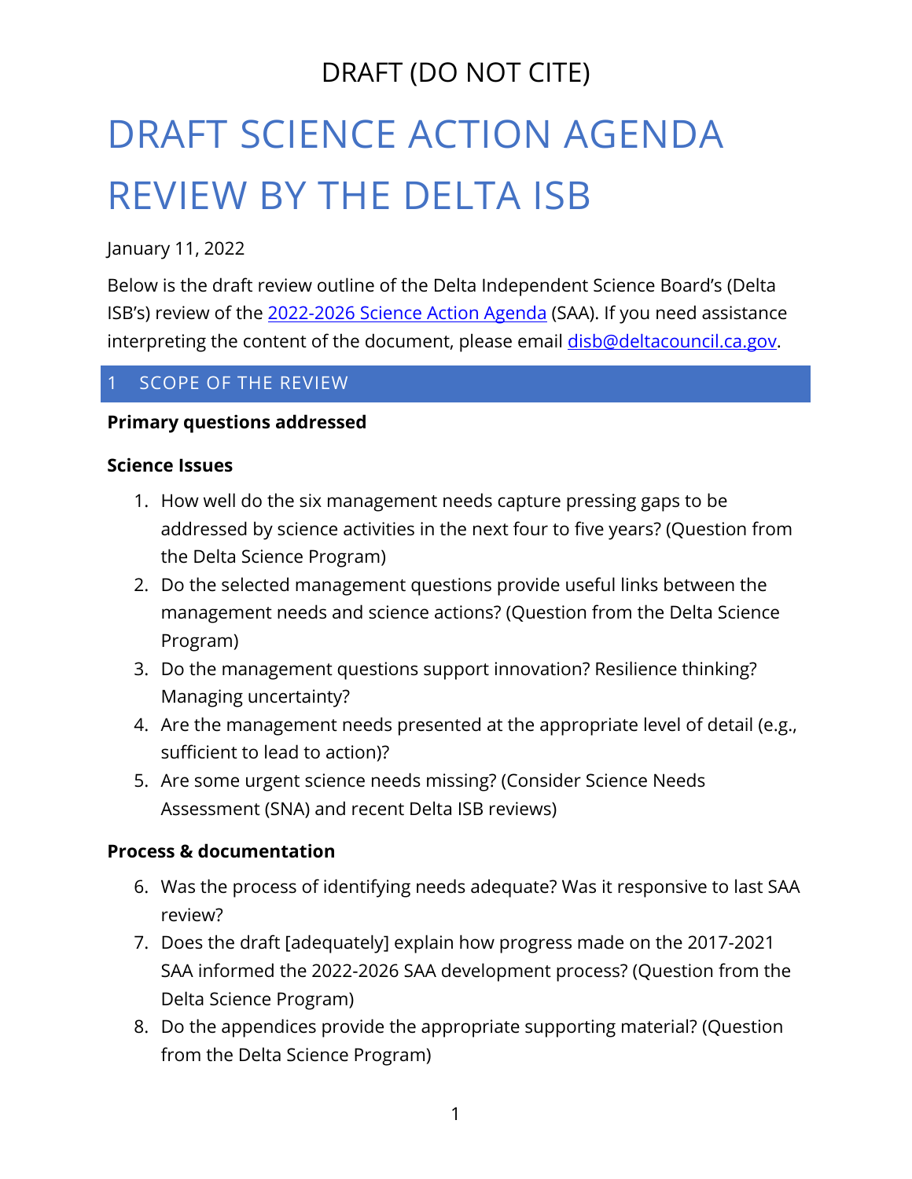DRAFT (DO NOT CITE)

# DRAFT SCIENCE ACTION AGENDA REVIEW BY THE DELTA ISB

January 11, 2022

Below is the draft review outline of the Delta Independent Science Board's (Delta ISB's) review of the [2022-2026 Science Action Agenda](#) (SAA). If you need assistance interpreting the content of the document, please email [disb@deltacouncil.ca.gov](mailto:disb@deltacouncil.ca.gov).

## 1 SCOPE OF THE REVIEW

**Primary questions addressed**

**Science Issues**

1. How well do the six management needs capture pressing gaps to be addressed by science activities in the next four to five years? (Question from the Delta Science Program)
2. Do the selected management questions provide useful links between the management needs and science actions? (Question from the Delta Science Program)
3. Do the management questions support innovation? Resilience thinking? Managing uncertainty?
4. Are the management needs presented at the appropriate level of detail (e.g., sufficient to lead to action)?
5. Are some urgent science needs missing? (Consider Science Needs Assessment (SNA) and recent Delta ISB reviews)

**Process & documentation**

6. Was the process of identifying needs adequate? Was it responsive to last SAA review?
7. Does the draft [adequately] explain how progress made on the 2017-2021 SAA informed the 2022-2026 SAA development process? (Question from the Delta Science Program)
8. Do the appendices provide the appropriate supporting material? (Question from the Delta Science Program)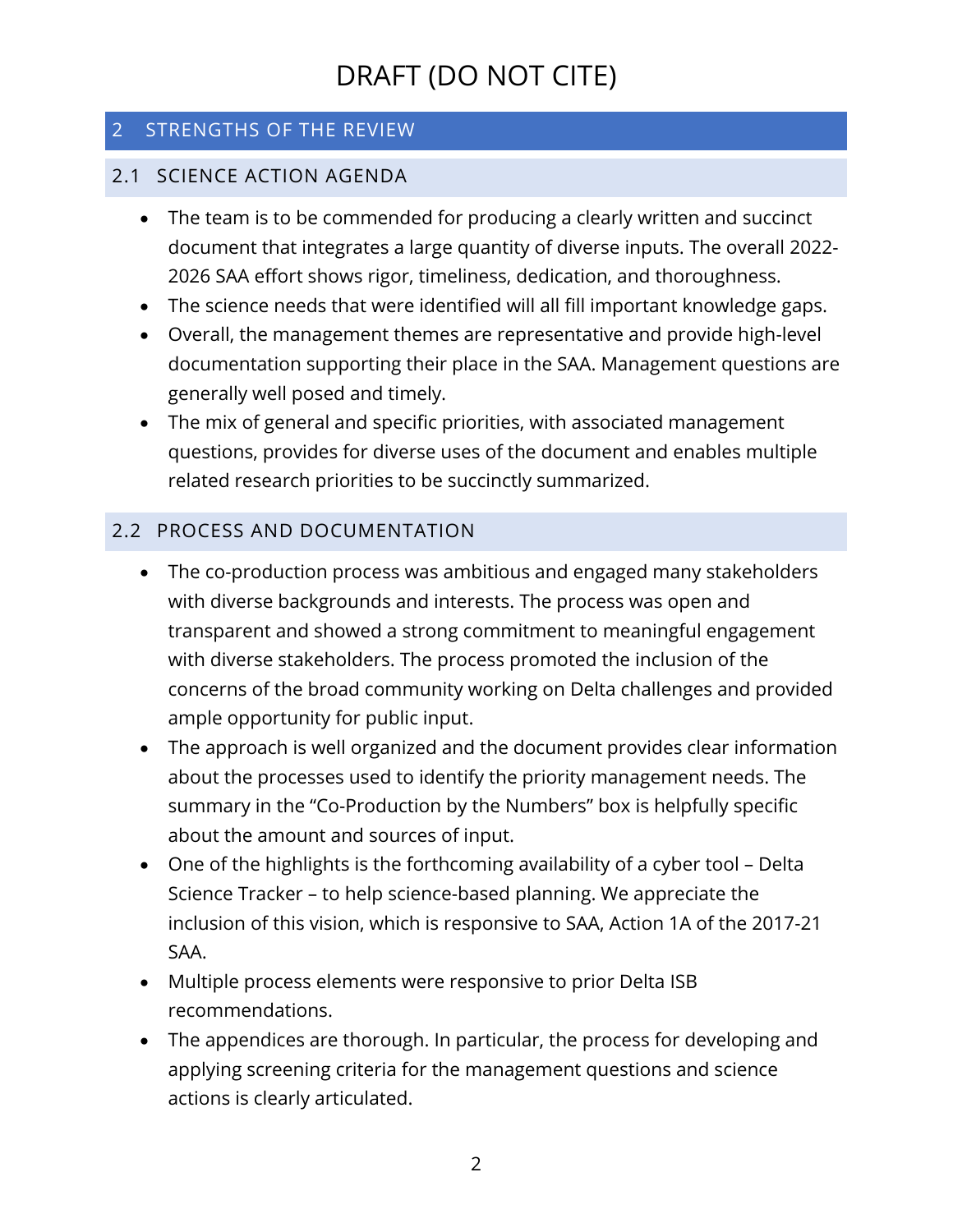# DRAFT (DO NOT CITE)

## 2 STRENGTHS OF THE REVIEW

### 2.1 SCIENCE ACTION AGENDA

- The team is to be commended for producing a clearly written and succinct document that integrates a large quantity of diverse inputs. The overall 2022-2026 SAA effort shows rigor, timeliness, dedication, and thoroughness.
- The science needs that were identified will all fill important knowledge gaps.
- Overall, the management themes are representative and provide high-level documentation supporting their place in the SAA. Management questions are generally well posed and timely.
- The mix of general and specific priorities, with associated management questions, provides for diverse uses of the document and enables multiple related research priorities to be succinctly summarized.

### 2.2 PROCESS AND DOCUMENTATION

- The co-production process was ambitious and engaged many stakeholders with diverse backgrounds and interests. The process was open and transparent and showed a strong commitment to meaningful engagement with diverse stakeholders. The process promoted the inclusion of the concerns of the broad community working on Delta challenges and provided ample opportunity for public input.
- The approach is well organized and the document provides clear information about the processes used to identify the priority management needs. The summary in the "Co-Production by the Numbers" box is helpfully specific about the amount and sources of input.
- One of the highlights is the forthcoming availability of a cyber tool – Delta Science Tracker – to help science-based planning. We appreciate the inclusion of this vision, which is responsive to SAA, Action 1A of the 2017-21 SAA.
- Multiple process elements were responsive to prior Delta ISB recommendations.
- The appendices are thorough. In particular, the process for developing and applying screening criteria for the management questions and science actions is clearly articulated.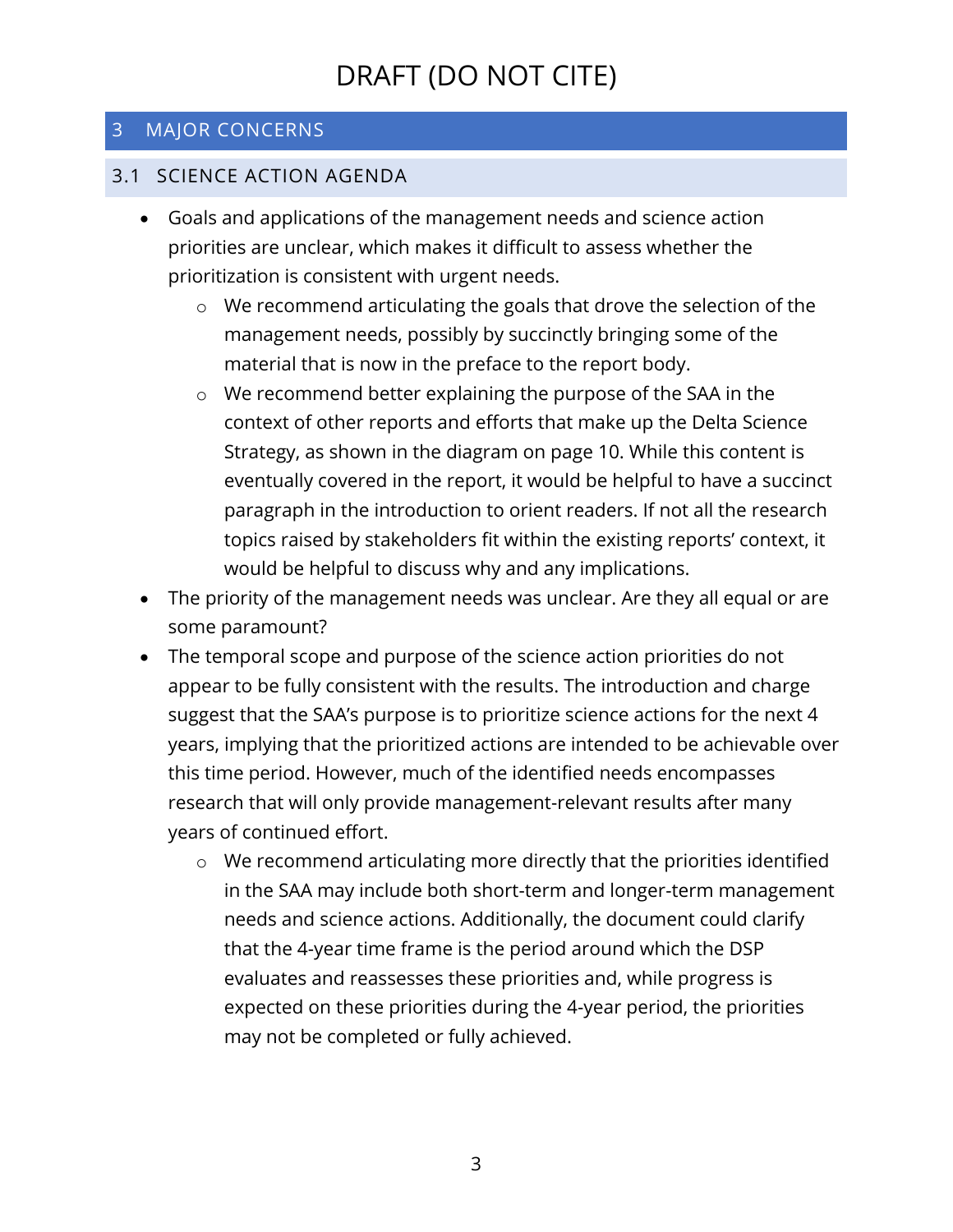# DRAFT (DO NOT CITE)

## 3 MAJOR CONCERNS

### 3.1 SCIENCE ACTION AGENDA

- Goals and applications of the management needs and science action priorities are unclear, which makes it difficult to assess whether the prioritization is consistent with urgent needs.
    - We recommend articulating the goals that drove the selection of the management needs, possibly by succinctly bringing some of the material that is now in the preface to the report body.
    - We recommend better explaining the purpose of the SAA in the context of other reports and efforts that make up the Delta Science Strategy, as shown in the diagram on page 10. While this content is eventually covered in the report, it would be helpful to have a succinct paragraph in the introduction to orient readers. If not all the research topics raised by stakeholders fit within the existing reports' context, it would be helpful to discuss why and any implications.
- The priority of the management needs was unclear. Are they all equal or are some paramount?
- The temporal scope and purpose of the science action priorities do not appear to be fully consistent with the results. The introduction and charge suggest that the SAA's purpose is to prioritize science actions for the next 4 years, implying that the prioritized actions are intended to be achievable over this time period. However, much of the identified needs encompasses research that will only provide management-relevant results after many years of continued effort.
    - We recommend articulating more directly that the priorities identified in the SAA may include both short-term and longer-term management needs and science actions. Additionally, the document could clarify that the 4-year time frame is the period around which the DSP evaluates and reassesses these priorities and, while progress is expected on these priorities during the 4-year period, the priorities may not be completed or fully achieved.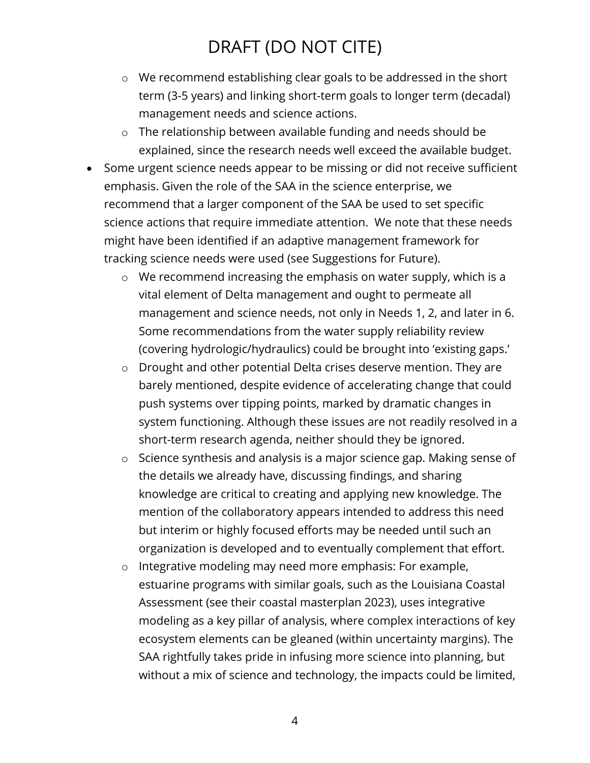# DRAFT (DO NOT CITE)

- We recommend establishing clear goals to be addressed in the short term (3-5 years) and linking short-term goals to longer term (decadal) management needs and science actions.
- The relationship between available funding and needs should be explained, since the research needs well exceed the available budget.

- Some urgent science needs appear to be missing or did not receive sufficient emphasis. Given the role of the SAA in the science enterprise, we recommend that a larger component of the SAA be used to set specific science actions that require immediate attention. We note that these needs might have been identified if an adaptive management framework for tracking science needs were used (see Suggestions for Future).
  - We recommend increasing the emphasis on water supply, which is a vital element of Delta management and ought to permeate all management and science needs, not only in Needs 1, 2, and later in 6. Some recommendations from the water supply reliability review (covering hydrologic/hydraulics) could be brought into 'existing gaps.'
  - Drought and other potential Delta crises deserve mention. They are barely mentioned, despite evidence of accelerating change that could push systems over tipping points, marked by dramatic changes in system functioning. Although these issues are not readily resolved in a short-term research agenda, neither should they be ignored.
  - Science synthesis and analysis is a major science gap. Making sense of the details we already have, discussing findings, and sharing knowledge are critical to creating and applying new knowledge. The mention of the collaboratory appears intended to address this need but interim or highly focused efforts may be needed until such an organization is developed and to eventually complement that effort.
  - Integrative modeling may need more emphasis: For example, estuarine programs with similar goals, such as the Louisiana Coastal Assessment (see their coastal masterplan 2023), uses integrative modeling as a key pillar of analysis, where complex interactions of key ecosystem elements can be gleaned (within uncertainty margins). The SAA rightfully takes pride in infusing more science into planning, but without a mix of science and technology, the impacts could be limited,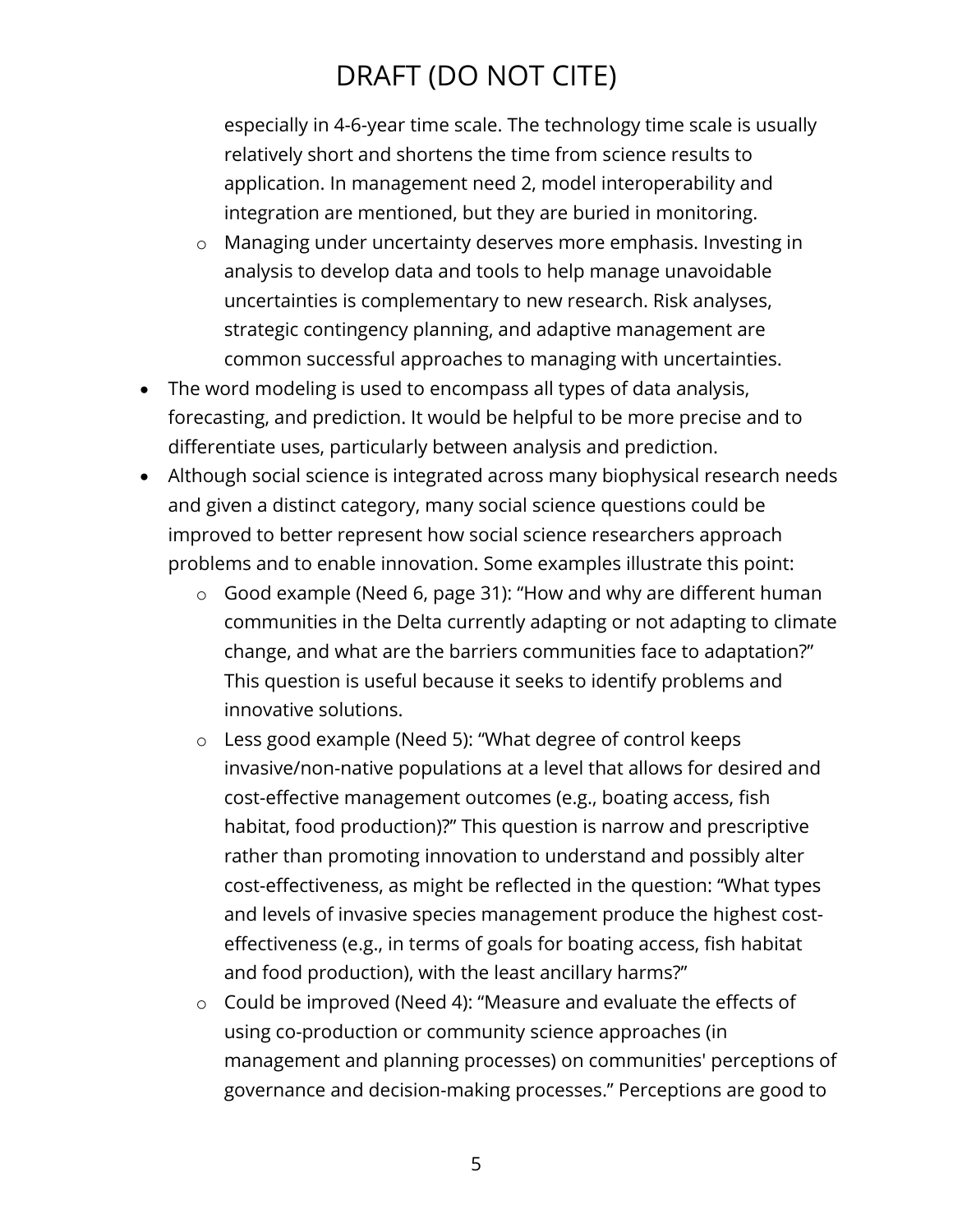especially in 4-6-year time scale. The technology time scale is usually relatively short and shortens the time from science results to application. In management need 2, model interoperability and integration are mentioned, but they are buried in monitoring.

  - Managing under uncertainty deserves more emphasis. Investing in analysis to develop data and tools to help manage unavoidable uncertainties is complementary to new research. Risk analyses, strategic contingency planning, and adaptive management are common successful approaches to managing with uncertainties.

- The word modeling is used to encompass all types of data analysis, forecasting, and prediction. It would be helpful to be more precise and to differentiate uses, particularly between analysis and prediction.
- Although social science is integrated across many biophysical research needs and given a distinct category, many social science questions could be improved to better represent how social science researchers approach problems and to enable innovation. Some examples illustrate this point:
  - Good example (Need 6, page 31): "How and why are different human communities in the Delta currently adapting or not adapting to climate change, and what are the barriers communities face to adaptation?" This question is useful because it seeks to identify problems and innovative solutions.
  - Less good example (Need 5): "What degree of control keeps invasive/non-native populations at a level that allows for desired and cost-effective management outcomes (e.g., boating access, fish habitat, food production)?" This question is narrow and prescriptive rather than promoting innovation to understand and possibly alter cost-effectiveness, as might be reflected in the question: "What types and levels of invasive species management produce the highest cost-effectiveness (e.g., in terms of goals for boating access, fish habitat and food production), with the least ancillary harms?"
  - Could be improved (Need 4): "Measure and evaluate the effects of using co-production or community science approaches (in management and planning processes) on communities' perceptions of governance and decision-making processes." Perceptions are good to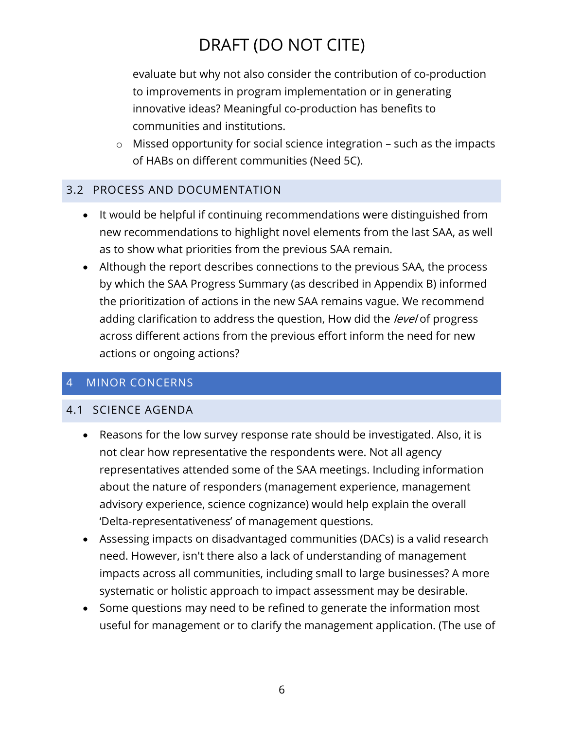evaluate but why not also consider the contribution of co-production to improvements in program implementation or in generating innovative ideas? Meaningful co-production has benefits to communities and institutions.
  - Missed opportunity for social science integration – such as the impacts of HABs on different communities (Need 5C).

### 3.2 PROCESS AND DOCUMENTATION

- It would be helpful if continuing recommendations were distinguished from new recommendations to highlight novel elements from the last SAA, as well as to show what priorities from the previous SAA remain.
- Although the report describes connections to the previous SAA, the process by which the SAA Progress Summary (as described in Appendix B) informed the prioritization of actions in the new SAA remains vague. We recommend adding clarification to address the question, How did the *level* of progress across different actions from the previous effort inform the need for new actions or ongoing actions?

## 4 MINOR CONCERNS

### 4.1 SCIENCE AGENDA

- Reasons for the low survey response rate should be investigated. Also, it is not clear how representative the respondents were. Not all agency representatives attended some of the SAA meetings. Including information about the nature of responders (management experience, management advisory experience, science cognizance) would help explain the overall 'Delta-representativeness' of management questions.
- Assessing impacts on disadvantaged communities (DACs) is a valid research need. However, isn't there also a lack of understanding of management impacts across all communities, including small to large businesses? A more systematic or holistic approach to impact assessment may be desirable.
- Some questions may need to be refined to generate the information most useful for management or to clarify the management application. (The use of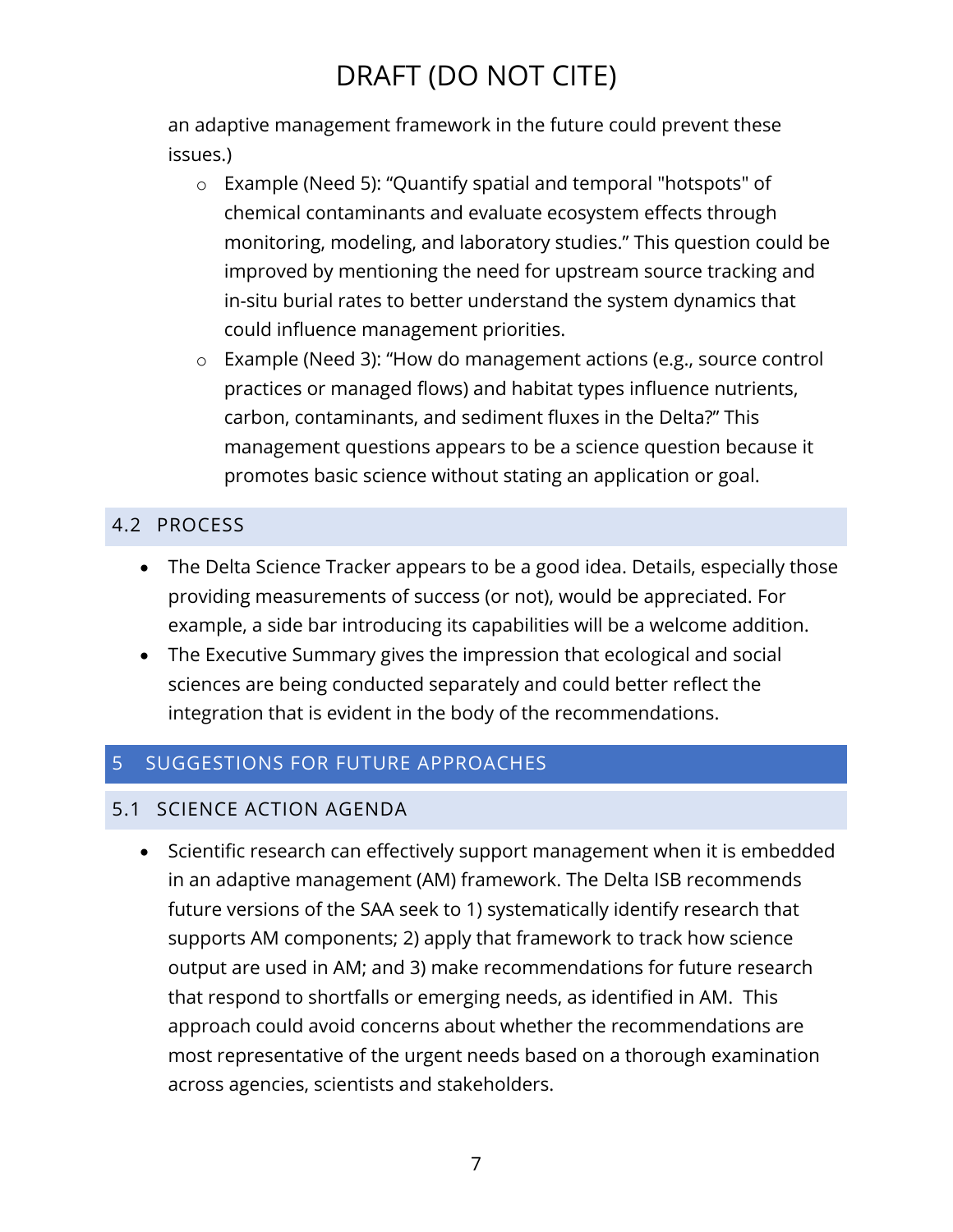an adaptive management framework in the future could prevent these issues.)

  - Example (Need 5): "Quantify spatial and temporal "hotspots" of chemical contaminants and evaluate ecosystem effects through monitoring, modeling, and laboratory studies." This question could be improved by mentioning the need for upstream source tracking and in-situ burial rates to better understand the system dynamics that could influence management priorities.
  - Example (Need 3): "How do management actions (e.g., source control practices or managed flows) and habitat types influence nutrients, carbon, contaminants, and sediment fluxes in the Delta?" This management questions appears to be a science question because it promotes basic science without stating an application or goal.

### 4.2 PROCESS

- The Delta Science Tracker appears to be a good idea. Details, especially those providing measurements of success (or not), would be appreciated. For example, a side bar introducing its capabilities will be a welcome addition.
- The Executive Summary gives the impression that ecological and social sciences are being conducted separately and could better reflect the integration that is evident in the body of the recommendations.

## 5 SUGGESTIONS FOR FUTURE APPROACHES

### 5.1 SCIENCE ACTION AGENDA

- Scientific research can effectively support management when it is embedded in an adaptive management (AM) framework. The Delta ISB recommends future versions of the SAA seek to 1) systematically identify research that supports AM components; 2) apply that framework to track how science output are used in AM; and 3) make recommendations for future research that respond to shortfalls or emerging needs, as identified in AM. This approach could avoid concerns about whether the recommendations are most representative of the urgent needs based on a thorough examination across agencies, scientists and stakeholders.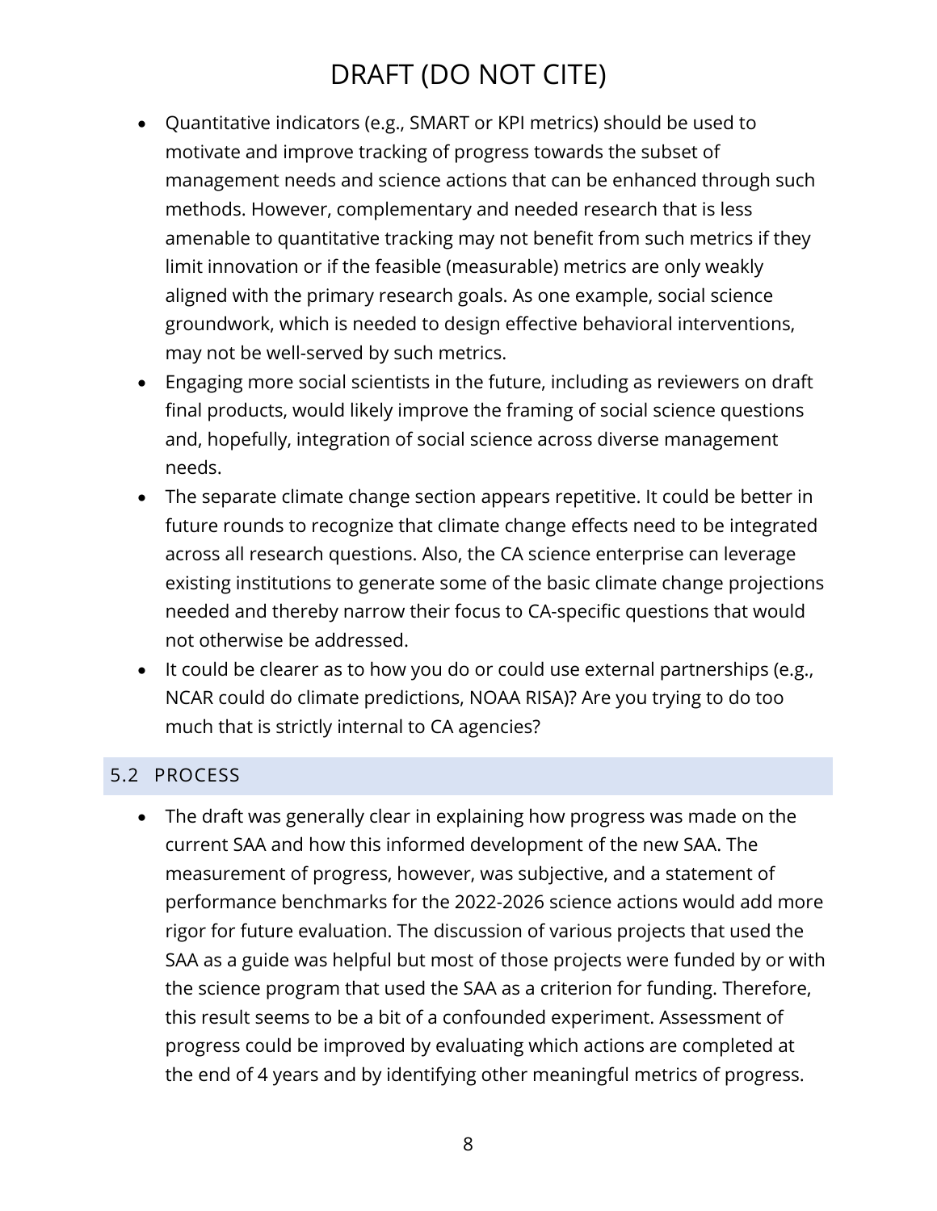- Quantitative indicators (e.g., SMART or KPI metrics) should be used to motivate and improve tracking of progress towards the subset of management needs and science actions that can be enhanced through such methods. However, complementary and needed research that is less amenable to quantitative tracking may not benefit from such metrics if they limit innovation or if the feasible (measurable) metrics are only weakly aligned with the primary research goals. As one example, social science groundwork, which is needed to design effective behavioral interventions, may not be well-served by such metrics.
- Engaging more social scientists in the future, including as reviewers on draft final products, would likely improve the framing of social science questions and, hopefully, integration of social science across diverse management needs.
- The separate climate change section appears repetitive. It could be better in future rounds to recognize that climate change effects need to be integrated across all research questions. Also, the CA science enterprise can leverage existing institutions to generate some of the basic climate change projections needed and thereby narrow their focus to CA-specific questions that would not otherwise be addressed.
- It could be clearer as to how you do or could use external partnerships (e.g., NCAR could do climate predictions, NOAA RISA)? Are you trying to do too much that is strictly internal to CA agencies?

## 5.2 PROCESS

- The draft was generally clear in explaining how progress was made on the current SAA and how this informed development of the new SAA. The measurement of progress, however, was subjective, and a statement of performance benchmarks for the 2022-2026 science actions would add more rigor for future evaluation. The discussion of various projects that used the SAA as a guide was helpful but most of those projects were funded by or with the science program that used the SAA as a criterion for funding. Therefore, this result seems to be a bit of a confounded experiment. Assessment of progress could be improved by evaluating which actions are completed at the end of 4 years and by identifying other meaningful metrics of progress.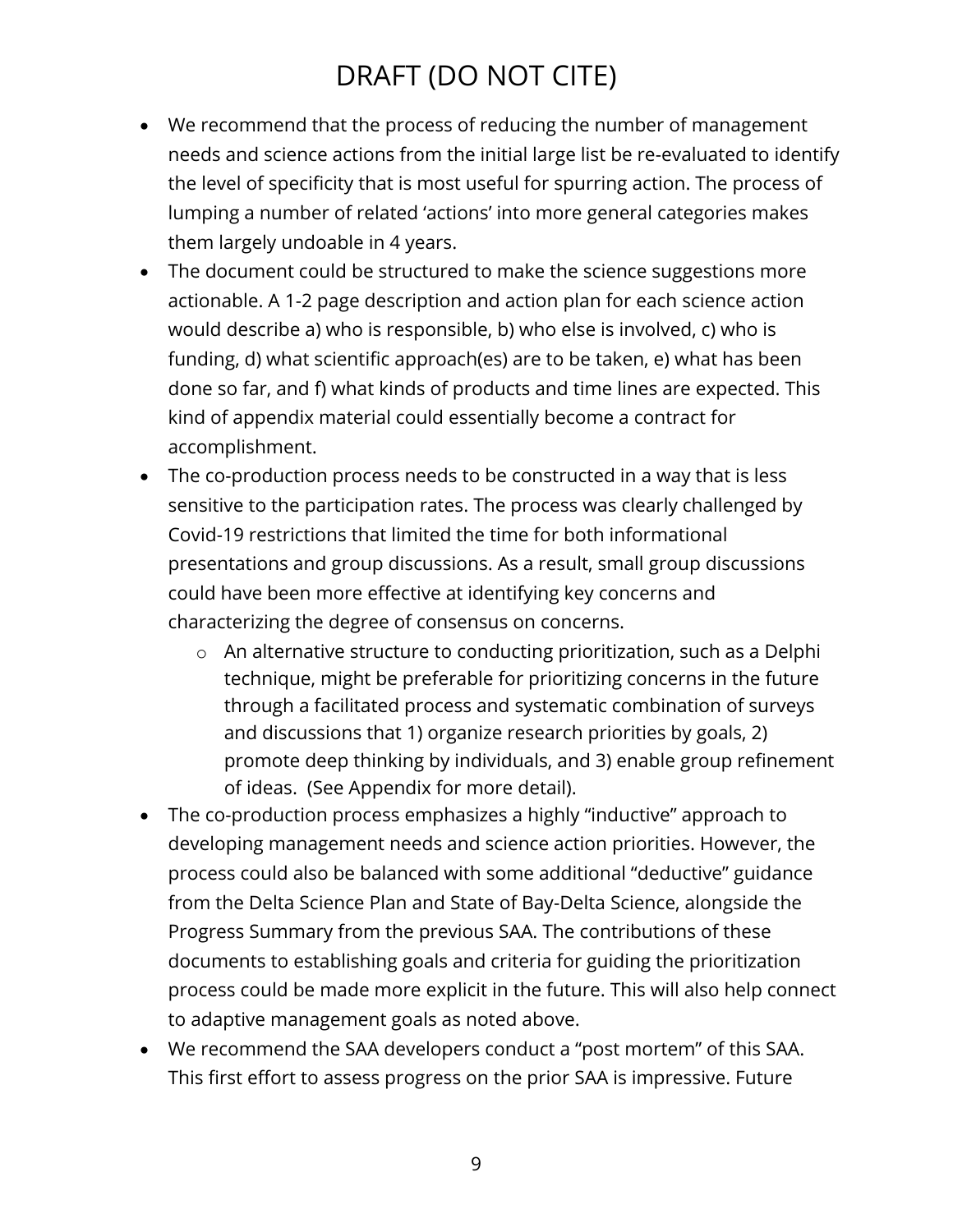- We recommend that the process of reducing the number of management needs and science actions from the initial large list be re-evaluated to identify the level of specificity that is most useful for spurring action. The process of lumping a number of related 'actions' into more general categories makes them largely undoable in 4 years.
- The document could be structured to make the science suggestions more actionable. A 1-2 page description and action plan for each science action would describe a) who is responsible, b) who else is involved, c) who is funding, d) what scientific approach(es) are to be taken, e) what has been done so far, and f) what kinds of products and time lines are expected. This kind of appendix material could essentially become a contract for accomplishment.
- The co-production process needs to be constructed in a way that is less sensitive to the participation rates. The process was clearly challenged by Covid-19 restrictions that limited the time for both informational presentations and group discussions. As a result, small group discussions could have been more effective at identifying key concerns and characterizing the degree of consensus on concerns.
    - An alternative structure to conducting prioritization, such as a Delphi technique, might be preferable for prioritizing concerns in the future through a facilitated process and systematic combination of surveys and discussions that 1) organize research priorities by goals, 2) promote deep thinking by individuals, and 3) enable group refinement of ideas. (See Appendix for more detail).
- The co-production process emphasizes a highly "inductive" approach to developing management needs and science action priorities. However, the process could also be balanced with some additional "deductive" guidance from the Delta Science Plan and State of Bay-Delta Science, alongside the Progress Summary from the previous SAA. The contributions of these documents to establishing goals and criteria for guiding the prioritization process could be made more explicit in the future. This will also help connect to adaptive management goals as noted above.
- We recommend the SAA developers conduct a "post mortem" of this SAA. This first effort to assess progress on the prior SAA is impressive. Future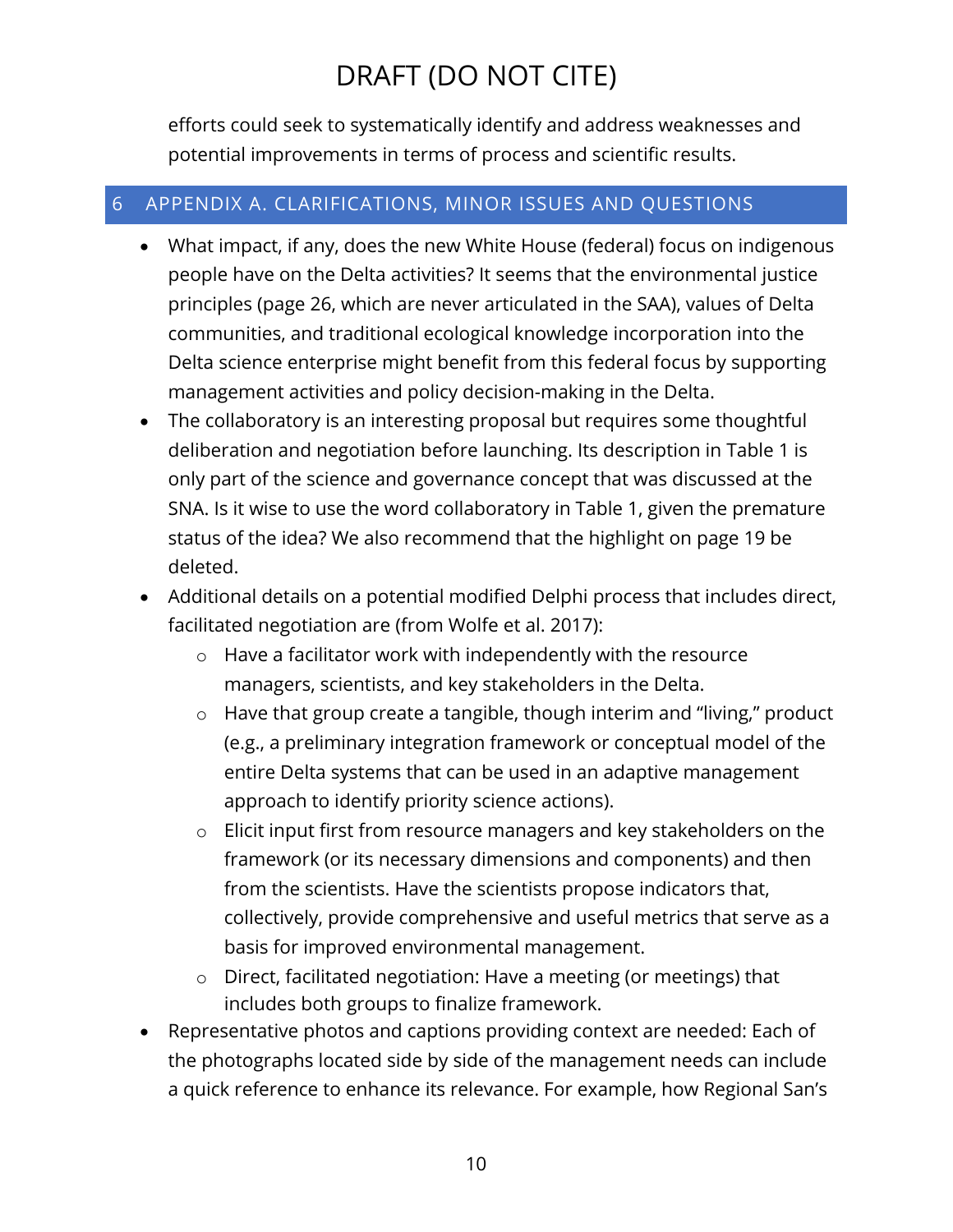efforts could seek to systematically identify and address weaknesses and potential improvements in terms of process and scientific results.

# 6 APPENDIX A. CLARIFICATIONS, MINOR ISSUES AND QUESTIONS

- What impact, if any, does the new White House (federal) focus on indigenous people have on the Delta activities? It seems that the environmental justice principles (page 26, which are never articulated in the SAA), values of Delta communities, and traditional ecological knowledge incorporation into the Delta science enterprise might benefit from this federal focus by supporting management activities and policy decision-making in the Delta.
- The collaboratory is an interesting proposal but requires some thoughtful deliberation and negotiation before launching. Its description in Table 1 is only part of the science and governance concept that was discussed at the SNA. Is it wise to use the word collaboratory in Table 1, given the premature status of the idea? We also recommend that the highlight on page 19 be deleted.
- Additional details on a potential modified Delphi process that includes direct, facilitated negotiation are (from Wolfe et al. 2017):
    - Have a facilitator work with independently with the resource managers, scientists, and key stakeholders in the Delta.
    - Have that group create a tangible, though interim and "living," product (e.g., a preliminary integration framework or conceptual model of the entire Delta systems that can be used in an adaptive management approach to identify priority science actions).
    - Elicit input first from resource managers and key stakeholders on the framework (or its necessary dimensions and components) and then from the scientists. Have the scientists propose indicators that, collectively, provide comprehensive and useful metrics that serve as a basis for improved environmental management.
    - Direct, facilitated negotiation: Have a meeting (or meetings) that includes both groups to finalize framework.
- Representative photos and captions providing context are needed: Each of the photographs located side by side of the management needs can include a quick reference to enhance its relevance. For example, how Regional San's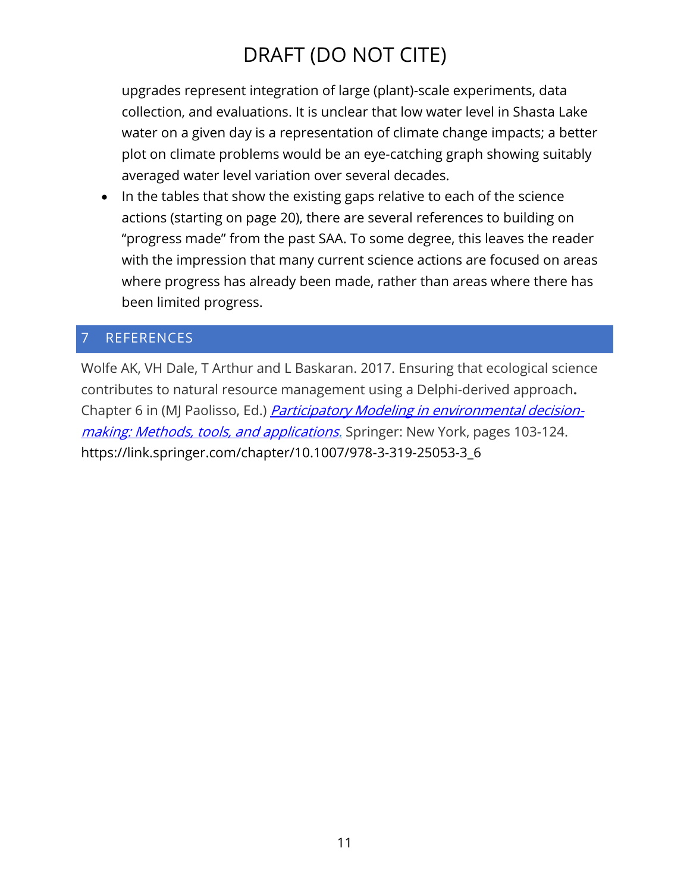upgrades represent integration of large (plant)-scale experiments, data collection, and evaluations. It is unclear that low water level in Shasta Lake water on a given day is a representation of climate change impacts; a better plot on climate problems would be an eye-catching graph showing suitably averaged water level variation over several decades.

- In the tables that show the existing gaps relative to each of the science actions (starting on page 20), there are several references to building on "progress made" from the past SAA. To some degree, this leaves the reader with the impression that many current science actions are focused on areas where progress has already been made, rather than areas where there has been limited progress.

## 7 REFERENCES

Wolfe AK, VH Dale, T Arthur and L Baskaran. 2017. Ensuring that ecological science contributes to natural resource management using a Delphi-derived approach**.** Chapter 6 in (MJ Paolisso, Ed.) *Participatory Modeling in environmental decision-making: Methods, tools, and applications.* Springer: New York, pages 103-124. https://link.springer.com/chapter/10.1007/978-3-319-25053-3_6